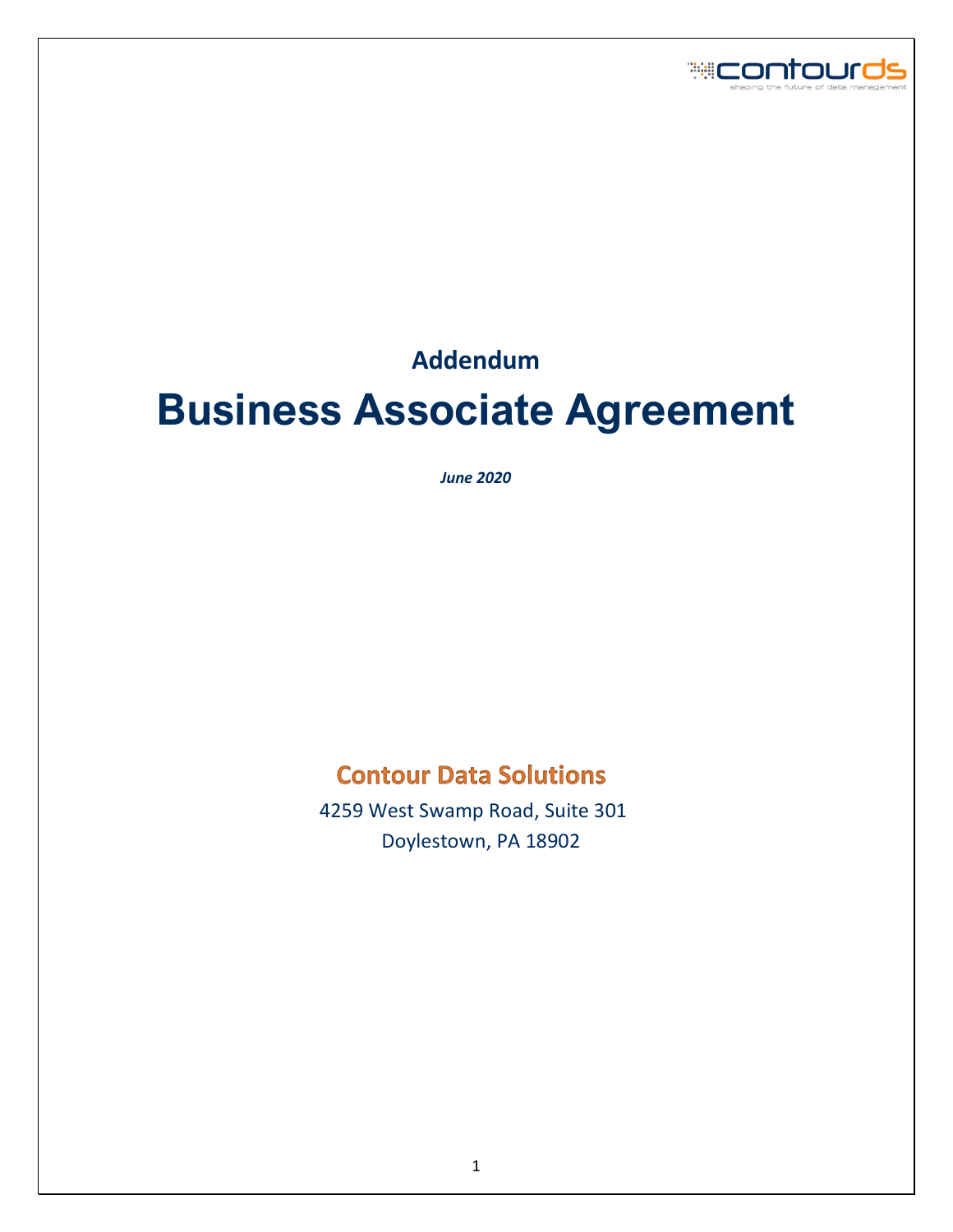## Addendum

# Business Associate Agreement

***June 2020***

## Contour Data Solutions

4259 West Swamp Road, Suite 301

Doylestown, PA 18902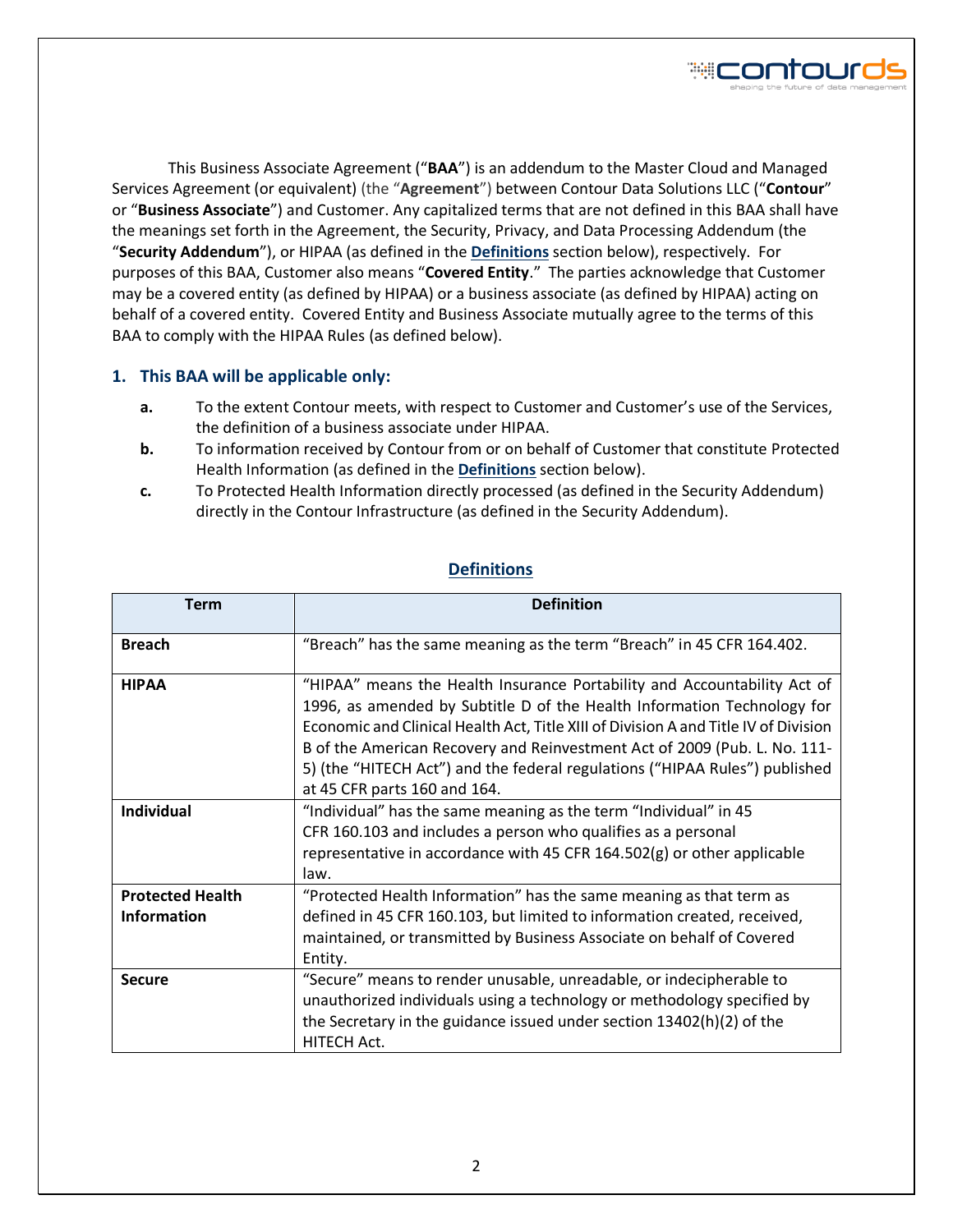This Business Associate Agreement ("**BAA**") is an addendum to the Master Cloud and Managed Services Agreement (or equivalent) (the "**Agreement**") between Contour Data Solutions LLC ("**Contour**" or "**Business Associate**") and Customer. Any capitalized terms that are not defined in this BAA shall have the meanings set forth in the Agreement, the Security, Privacy, and Data Processing Addendum (the "**Security Addendum**"), or HIPAA (as defined in the **Definitions** section below), respectively. For purposes of this BAA, Customer also means "**Covered Entity**." The parties acknowledge that Customer may be a covered entity (as defined by HIPAA) or a business associate (as defined by HIPAA) acting on behalf of a covered entity. Covered Entity and Business Associate mutually agree to the terms of this BAA to comply with the HIPAA Rules (as defined below).

## 1. This BAA will be applicable only:

- **a.** To the extent Contour meets, with respect to Customer and Customer's use of the Services, the definition of a business associate under HIPAA.
- **b.** To information received by Contour from or on behalf of Customer that constitute Protected Health Information (as defined in the **Definitions** section below).
- **c.** To Protected Health Information directly processed (as defined in the Security Addendum) directly in the Contour Infrastructure (as defined in the Security Addendum).

## Definitions

| Term | Definition |
|---|---|
| **Breach** | "Breach" has the same meaning as the term "Breach" in 45 CFR 164.402. |
| **HIPAA** | "HIPAA" means the Health Insurance Portability and Accountability Act of 1996, as amended by Subtitle D of the Health Information Technology for Economic and Clinical Health Act, Title XIII of Division A and Title IV of Division B of the American Recovery and Reinvestment Act of 2009 (Pub. L. No. 111-5) (the "HITECH Act") and the federal regulations ("HIPAA Rules") published at 45 CFR parts 160 and 164. |
| **Individual** | "Individual" has the same meaning as the term "Individual" in 45 CFR 160.103 and includes a person who qualifies as a personal representative in accordance with 45 CFR 164.502(g) or other applicable law. |
| **Protected Health Information** | "Protected Health Information" has the same meaning as that term as defined in 45 CFR 160.103, but limited to information created, received, maintained, or transmitted by Business Associate on behalf of Covered Entity. |
| **Secure** | "Secure" means to render unusable, unreadable, or indecipherable to unauthorized individuals using a technology or methodology specified by the Secretary in the guidance issued under section 13402(h)(2) of the HITECH Act. |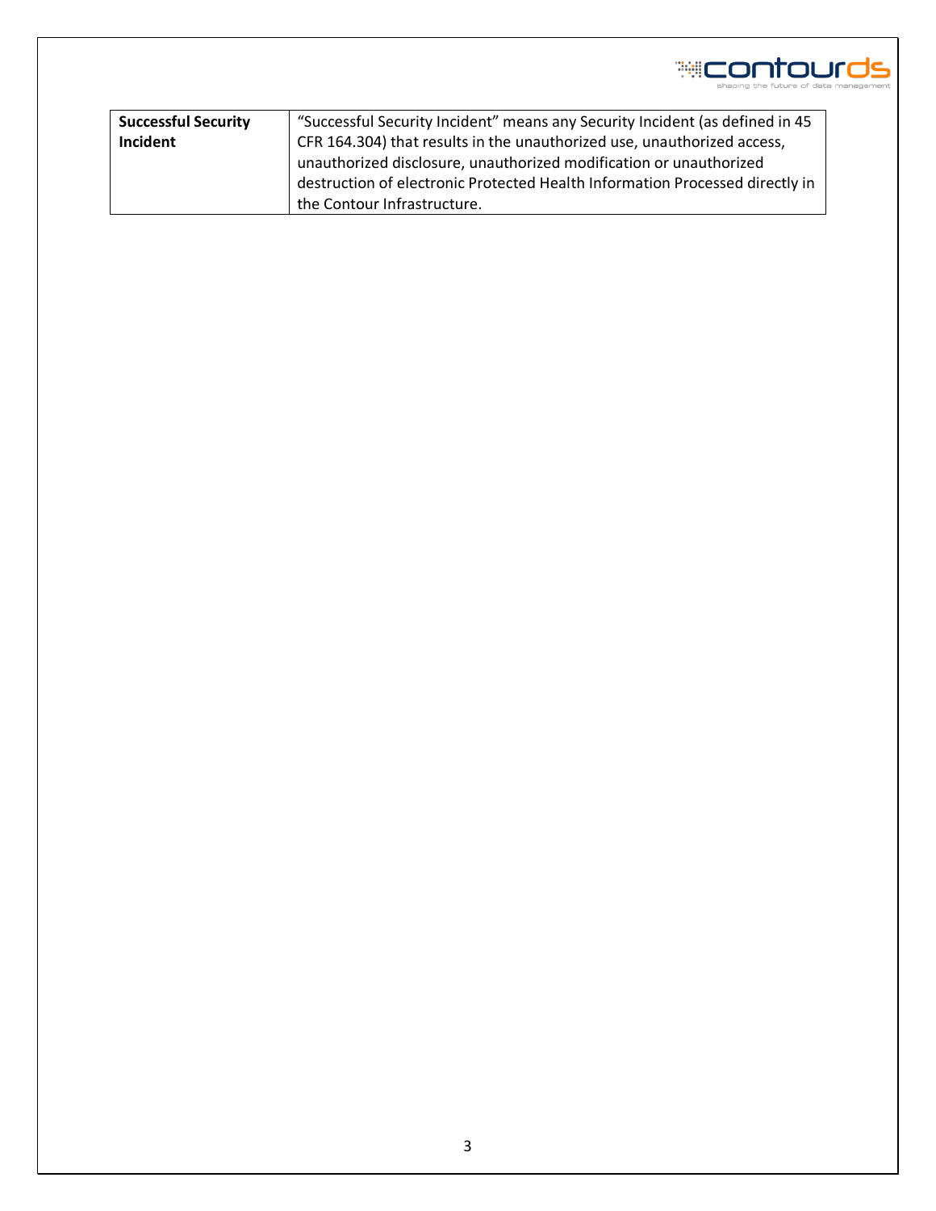| | |
|---|---|
| **Successful Security Incident** | "Successful Security Incident" means any Security Incident (as defined in 45 CFR 164.304) that results in the unauthorized use, unauthorized access, unauthorized disclosure, unauthorized modification or unauthorized destruction of electronic Protected Health Information Processed directly in the Contour Infrastructure. |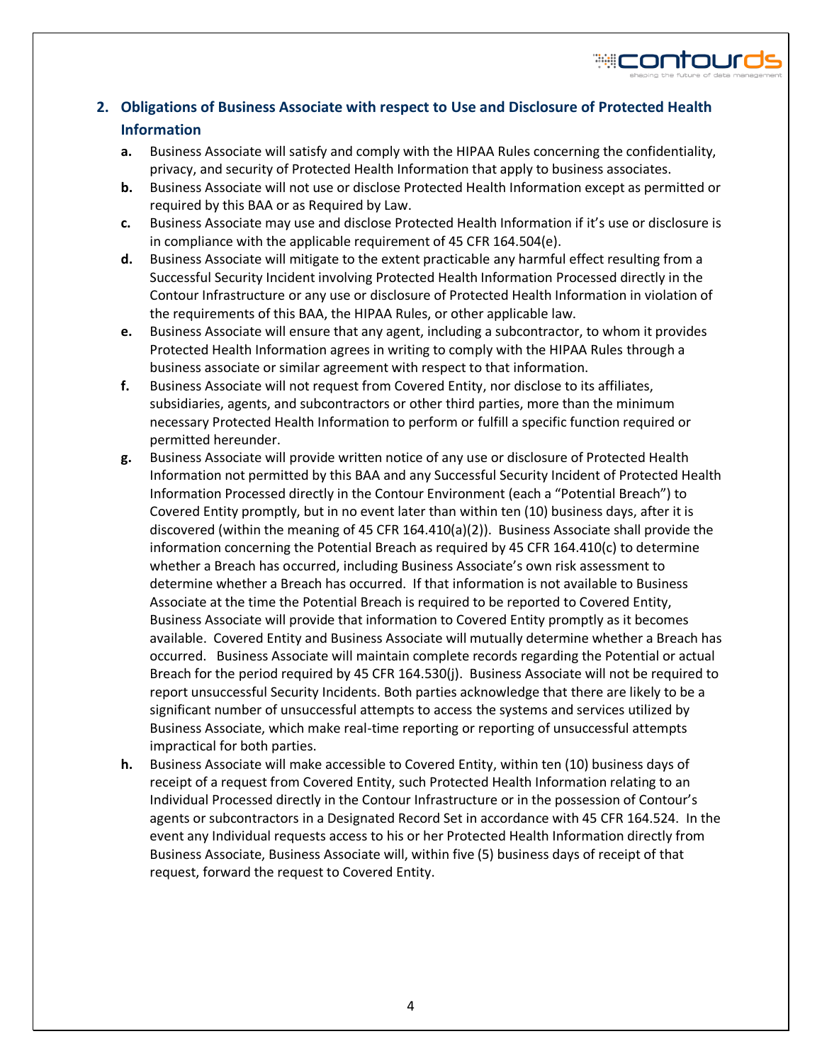## 2. Obligations of Business Associate with respect to Use and Disclosure of Protected Health Information

**a.** Business Associate will satisfy and comply with the HIPAA Rules concerning the confidentiality, privacy, and security of Protected Health Information that apply to business associates.

**b.** Business Associate will not use or disclose Protected Health Information except as permitted or required by this BAA or as Required by Law.

**c.** Business Associate may use and disclose Protected Health Information if it's use or disclosure is in compliance with the applicable requirement of 45 CFR 164.504(e).

**d.** Business Associate will mitigate to the extent practicable any harmful effect resulting from a Successful Security Incident involving Protected Health Information Processed directly in the Contour Infrastructure or any use or disclosure of Protected Health Information in violation of the requirements of this BAA, the HIPAA Rules, or other applicable law.

**e.** Business Associate will ensure that any agent, including a subcontractor, to whom it provides Protected Health Information agrees in writing to comply with the HIPAA Rules through a business associate or similar agreement with respect to that information.

**f.** Business Associate will not request from Covered Entity, nor disclose to its affiliates, subsidiaries, agents, and subcontractors or other third parties, more than the minimum necessary Protected Health Information to perform or fulfill a specific function required or permitted hereunder.

**g.** Business Associate will provide written notice of any use or disclosure of Protected Health Information not permitted by this BAA and any Successful Security Incident of Protected Health Information Processed directly in the Contour Environment (each a "Potential Breach") to Covered Entity promptly, but in no event later than within ten (10) business days, after it is discovered (within the meaning of 45 CFR 164.410(a)(2)). Business Associate shall provide the information concerning the Potential Breach as required by 45 CFR 164.410(c) to determine whether a Breach has occurred, including Business Associate's own risk assessment to determine whether a Breach has occurred. If that information is not available to Business Associate at the time the Potential Breach is required to be reported to Covered Entity, Business Associate will provide that information to Covered Entity promptly as it becomes available. Covered Entity and Business Associate will mutually determine whether a Breach has occurred. Business Associate will maintain complete records regarding the Potential or actual Breach for the period required by 45 CFR 164.530(j). Business Associate will not be required to report unsuccessful Security Incidents. Both parties acknowledge that there are likely to be a significant number of unsuccessful attempts to access the systems and services utilized by Business Associate, which make real-time reporting or reporting of unsuccessful attempts impractical for both parties.

**h.** Business Associate will make accessible to Covered Entity, within ten (10) business days of receipt of a request from Covered Entity, such Protected Health Information relating to an Individual Processed directly in the Contour Infrastructure or in the possession of Contour's agents or subcontractors in a Designated Record Set in accordance with 45 CFR 164.524. In the event any Individual requests access to his or her Protected Health Information directly from Business Associate, Business Associate will, within five (5) business days of receipt of that request, forward the request to Covered Entity.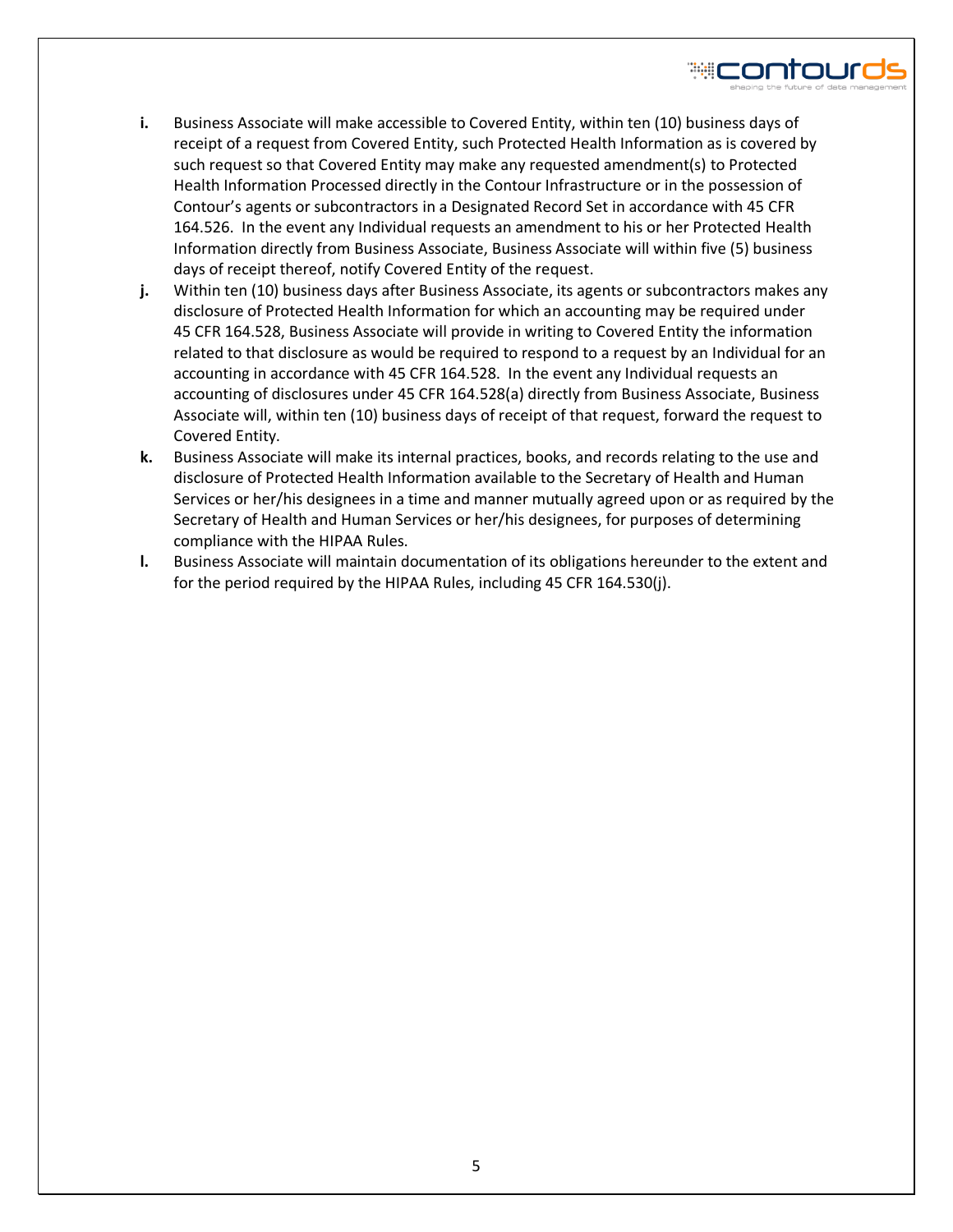**i.** Business Associate will make accessible to Covered Entity, within ten (10) business days of receipt of a request from Covered Entity, such Protected Health Information as is covered by such request so that Covered Entity may make any requested amendment(s) to Protected Health Information Processed directly in the Contour Infrastructure or in the possession of Contour's agents or subcontractors in a Designated Record Set in accordance with 45 CFR 164.526. In the event any Individual requests an amendment to his or her Protected Health Information directly from Business Associate, Business Associate will within five (5) business days of receipt thereof, notify Covered Entity of the request.

**j.** Within ten (10) business days after Business Associate, its agents or subcontractors makes any disclosure of Protected Health Information for which an accounting may be required under 45 CFR 164.528, Business Associate will provide in writing to Covered Entity the information related to that disclosure as would be required to respond to a request by an Individual for an accounting in accordance with 45 CFR 164.528. In the event any Individual requests an accounting of disclosures under 45 CFR 164.528(a) directly from Business Associate, Business Associate will, within ten (10) business days of receipt of that request, forward the request to Covered Entity.

**k.** Business Associate will make its internal practices, books, and records relating to the use and disclosure of Protected Health Information available to the Secretary of Health and Human Services or her/his designees in a time and manner mutually agreed upon or as required by the Secretary of Health and Human Services or her/his designees, for purposes of determining compliance with the HIPAA Rules.

**l.** Business Associate will maintain documentation of its obligations hereunder to the extent and for the period required by the HIPAA Rules, including 45 CFR 164.530(j).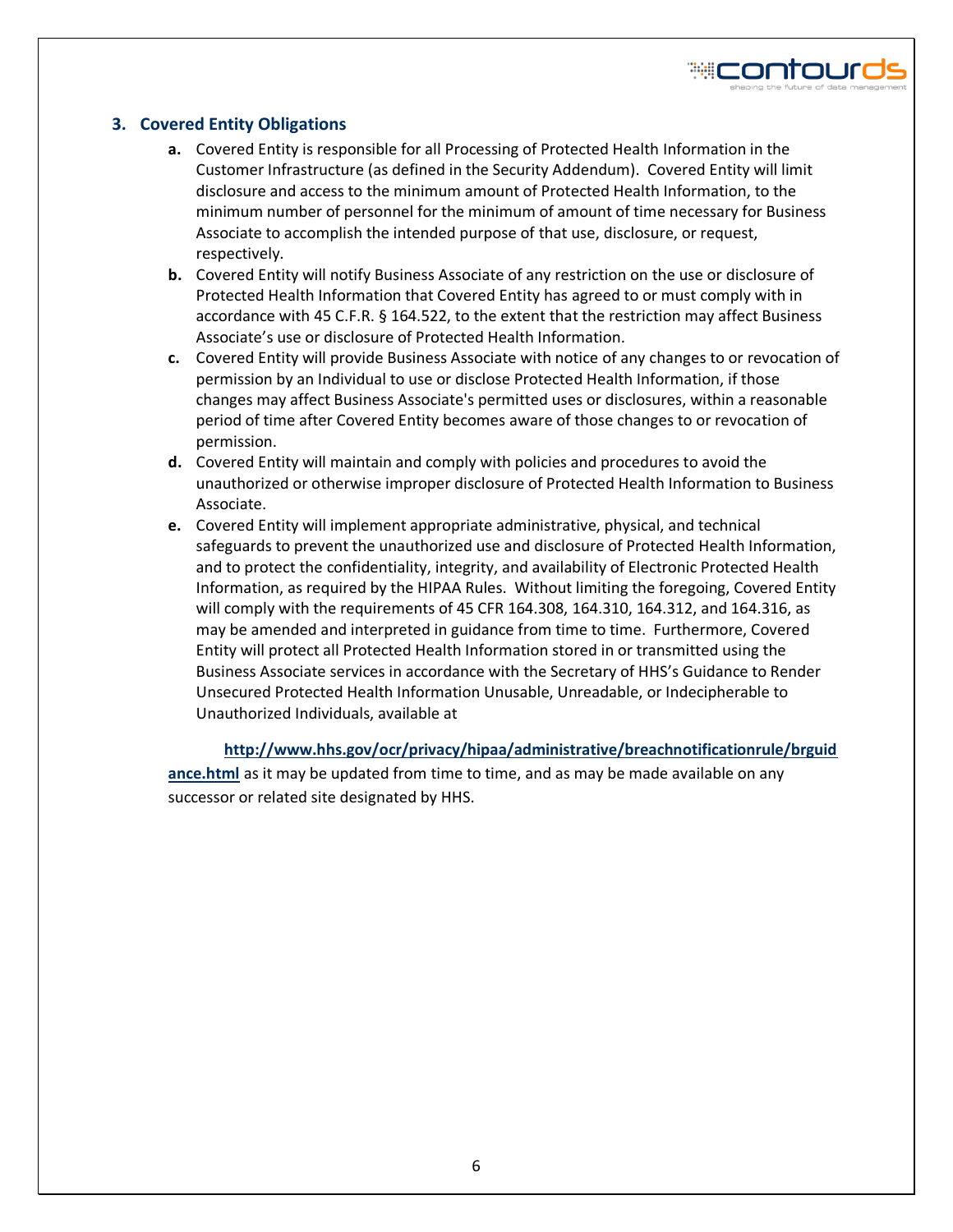### 3. Covered Entity Obligations

- **a.** Covered Entity is responsible for all Processing of Protected Health Information in the Customer Infrastructure (as defined in the Security Addendum). Covered Entity will limit disclosure and access to the minimum amount of Protected Health Information, to the minimum number of personnel for the minimum of amount of time necessary for Business Associate to accomplish the intended purpose of that use, disclosure, or request, respectively.
- **b.** Covered Entity will notify Business Associate of any restriction on the use or disclosure of Protected Health Information that Covered Entity has agreed to or must comply with in accordance with 45 C.F.R. § 164.522, to the extent that the restriction may affect Business Associate's use or disclosure of Protected Health Information.
- **c.** Covered Entity will provide Business Associate with notice of any changes to or revocation of permission by an Individual to use or disclose Protected Health Information, if those changes may affect Business Associate's permitted uses or disclosures, within a reasonable period of time after Covered Entity becomes aware of those changes to or revocation of permission.
- **d.** Covered Entity will maintain and comply with policies and procedures to avoid the unauthorized or otherwise improper disclosure of Protected Health Information to Business Associate.
- **e.** Covered Entity will implement appropriate administrative, physical, and technical safeguards to prevent the unauthorized use and disclosure of Protected Health Information, and to protect the confidentiality, integrity, and availability of Electronic Protected Health Information, as required by the HIPAA Rules. Without limiting the foregoing, Covered Entity will comply with the requirements of 45 CFR 164.308, 164.310, 164.312, and 164.316, as may be amended and interpreted in guidance from time to time. Furthermore, Covered Entity will protect all Protected Health Information stored in or transmitted using the Business Associate services in accordance with the Secretary of HHS's Guidance to Render Unsecured Protected Health Information Unusable, Unreadable, or Indecipherable to Unauthorized Individuals, available at

**http://www.hhs.gov/ocr/privacy/hipaa/administrative/breachnotificationrule/brguidance.html** as it may be updated from time to time, and as may be made available on any successor or related site designated by HHS.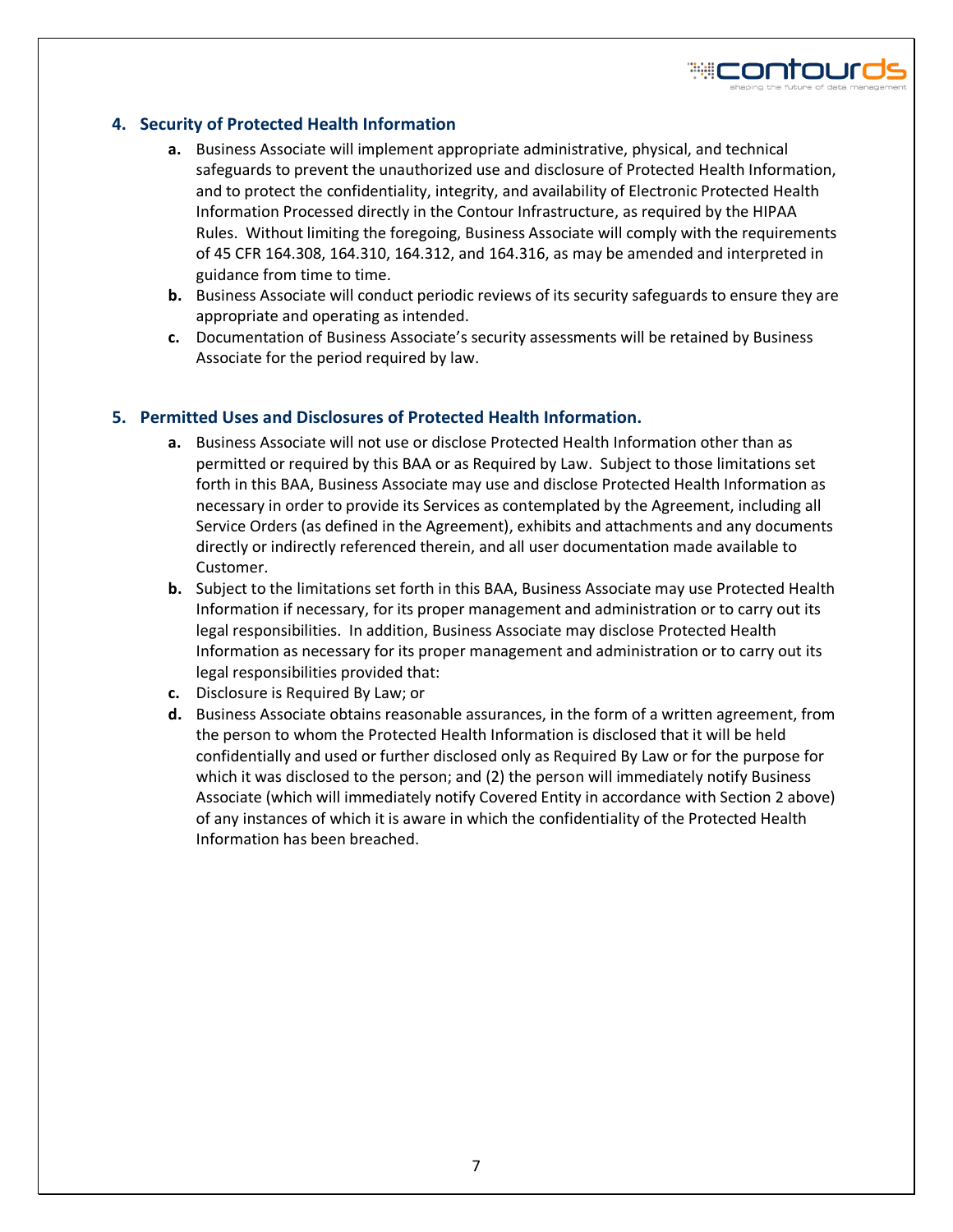## 4. Security of Protected Health Information

- **a.** Business Associate will implement appropriate administrative, physical, and technical safeguards to prevent the unauthorized use and disclosure of Protected Health Information, and to protect the confidentiality, integrity, and availability of Electronic Protected Health Information Processed directly in the Contour Infrastructure, as required by the HIPAA Rules. Without limiting the foregoing, Business Associate will comply with the requirements of 45 CFR 164.308, 164.310, 164.312, and 164.316, as may be amended and interpreted in guidance from time to time.
- **b.** Business Associate will conduct periodic reviews of its security safeguards to ensure they are appropriate and operating as intended.
- **c.** Documentation of Business Associate's security assessments will be retained by Business Associate for the period required by law.

## 5. Permitted Uses and Disclosures of Protected Health Information.

- **a.** Business Associate will not use or disclose Protected Health Information other than as permitted or required by this BAA or as Required by Law. Subject to those limitations set forth in this BAA, Business Associate may use and disclose Protected Health Information as necessary in order to provide its Services as contemplated by the Agreement, including all Service Orders (as defined in the Agreement), exhibits and attachments and any documents directly or indirectly referenced therein, and all user documentation made available to Customer.
- **b.** Subject to the limitations set forth in this BAA, Business Associate may use Protected Health Information if necessary, for its proper management and administration or to carry out its legal responsibilities. In addition, Business Associate may disclose Protected Health Information as necessary for its proper management and administration or to carry out its legal responsibilities provided that:
- **c.** Disclosure is Required By Law; or
- **d.** Business Associate obtains reasonable assurances, in the form of a written agreement, from the person to whom the Protected Health Information is disclosed that it will be held confidentially and used or further disclosed only as Required By Law or for the purpose for which it was disclosed to the person; and (2) the person will immediately notify Business Associate (which will immediately notify Covered Entity in accordance with Section 2 above) of any instances of which it is aware in which the confidentiality of the Protected Health Information has been breached.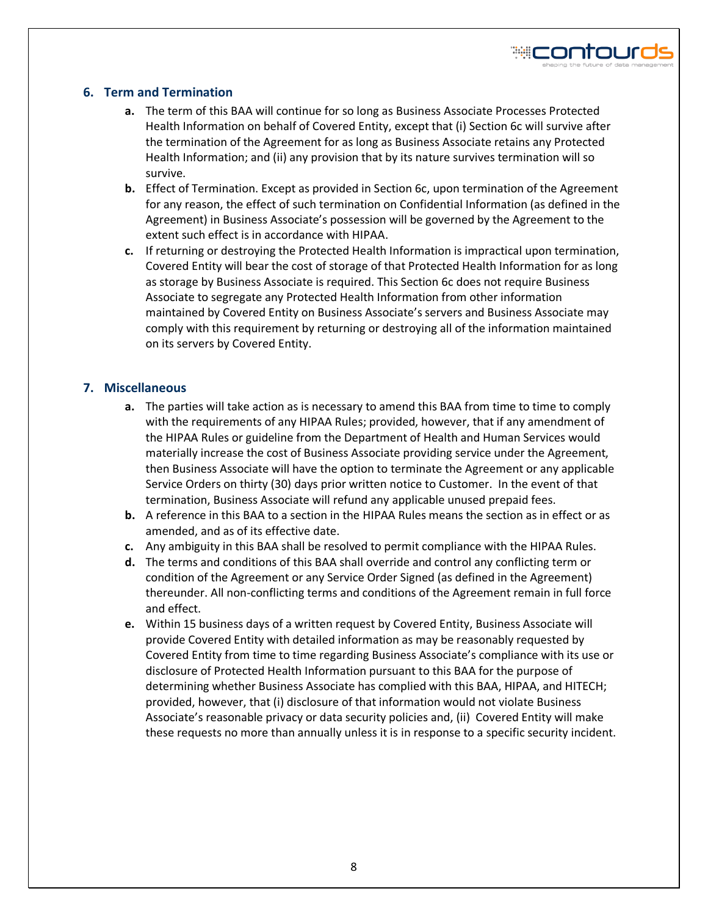## 6. Term and Termination

- **a.** The term of this BAA will continue for so long as Business Associate Processes Protected Health Information on behalf of Covered Entity, except that (i) Section 6c will survive after the termination of the Agreement for as long as Business Associate retains any Protected Health Information; and (ii) any provision that by its nature survives termination will so survive.
- **b.** Effect of Termination. Except as provided in Section 6c, upon termination of the Agreement for any reason, the effect of such termination on Confidential Information (as defined in the Agreement) in Business Associate's possession will be governed by the Agreement to the extent such effect is in accordance with HIPAA.
- **c.** If returning or destroying the Protected Health Information is impractical upon termination, Covered Entity will bear the cost of storage of that Protected Health Information for as long as storage by Business Associate is required. This Section 6c does not require Business Associate to segregate any Protected Health Information from other information maintained by Covered Entity on Business Associate's servers and Business Associate may comply with this requirement by returning or destroying all of the information maintained on its servers by Covered Entity.

## 7. Miscellaneous

- **a.** The parties will take action as is necessary to amend this BAA from time to time to comply with the requirements of any HIPAA Rules; provided, however, that if any amendment of the HIPAA Rules or guideline from the Department of Health and Human Services would materially increase the cost of Business Associate providing service under the Agreement, then Business Associate will have the option to terminate the Agreement or any applicable Service Orders on thirty (30) days prior written notice to Customer. In the event of that termination, Business Associate will refund any applicable unused prepaid fees.
- **b.** A reference in this BAA to a section in the HIPAA Rules means the section as in effect or as amended, and as of its effective date.
- **c.** Any ambiguity in this BAA shall be resolved to permit compliance with the HIPAA Rules.
- **d.** The terms and conditions of this BAA shall override and control any conflicting term or condition of the Agreement or any Service Order Signed (as defined in the Agreement) thereunder. All non-conflicting terms and conditions of the Agreement remain in full force and effect.
- **e.** Within 15 business days of a written request by Covered Entity, Business Associate will provide Covered Entity with detailed information as may be reasonably requested by Covered Entity from time to time regarding Business Associate's compliance with its use or disclosure of Protected Health Information pursuant to this BAA for the purpose of determining whether Business Associate has complied with this BAA, HIPAA, and HITECH; provided, however, that (i) disclosure of that information would not violate Business Associate's reasonable privacy or data security policies and, (ii) Covered Entity will make these requests no more than annually unless it is in response to a specific security incident.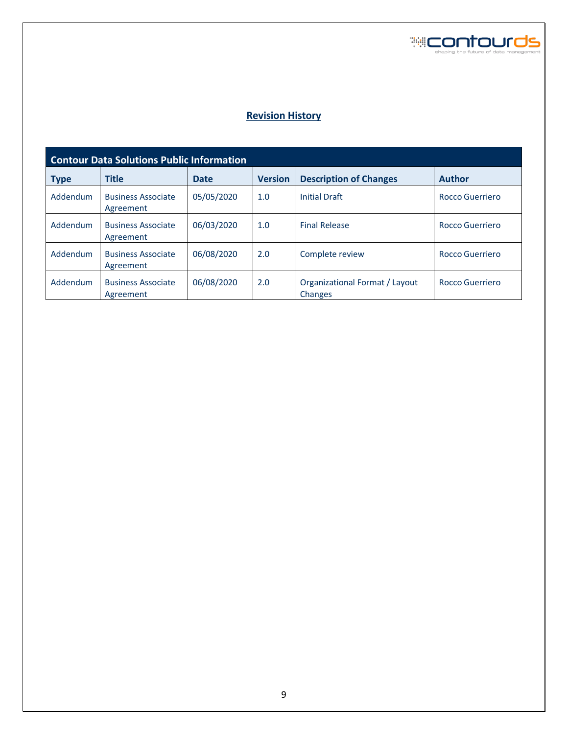## Revision History

| Contour Data Solutions Public Information | | | | | |
|---|---|---|---|---|---|
| **Type** | **Title** | **Date** | **Version** | **Description of Changes** | **Author** |
| Addendum | Business Associate Agreement | 05/05/2020 | 1.0 | Initial Draft | Rocco Guerriero |
| Addendum | Business Associate Agreement | 06/03/2020 | 1.0 | Final Release | Rocco Guerriero |
| Addendum | Business Associate Agreement | 06/08/2020 | 2.0 | Complete review | Rocco Guerriero |
| Addendum | Business Associate Agreement | 06/08/2020 | 2.0 | Organizational Format / Layout Changes | Rocco Guerriero |